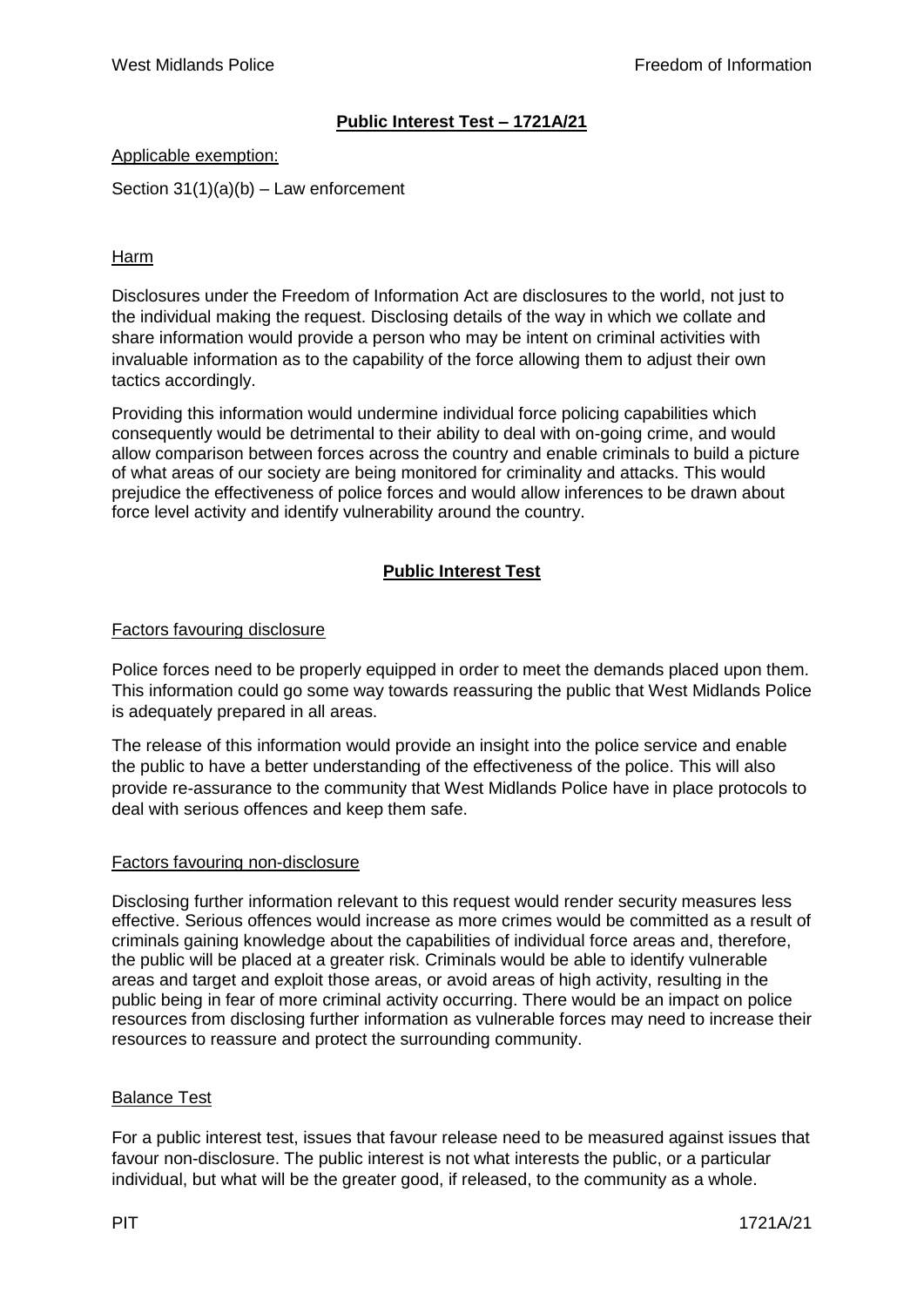# Public Interest Test – 1721A/21

Applicable exemption:

Section 31(1)(a)(b) – Law enforcement

## Harm

Disclosures under the Freedom of Information Act are disclosures to the world, not just to the individual making the request. Disclosing details of the way in which we collate and share information would provide a person who may be intent on criminal activities with invaluable information as to the capability of the force allowing them to adjust their own tactics accordingly.

Providing this information would undermine individual force policing capabilities which consequently would be detrimental to their ability to deal with on-going crime, and would allow comparison between forces across the country and enable criminals to build a picture of what areas of our society are being monitored for criminality and attacks. This would prejudice the effectiveness of police forces and would allow inferences to be drawn about force level activity and identify vulnerability around the country.

# Public Interest Test

## Factors favouring disclosure

Police forces need to be properly equipped in order to meet the demands placed upon them. This information could go some way towards reassuring the public that West Midlands Police is adequately prepared in all areas.

The release of this information would provide an insight into the police service and enable the public to have a better understanding of the effectiveness of the police. This will also provide re-assurance to the community that West Midlands Police have in place protocols to deal with serious offences and keep them safe.

## Factors favouring non-disclosure

Disclosing further information relevant to this request would render security measures less effective. Serious offences would increase as more crimes would be committed as a result of criminals gaining knowledge about the capabilities of individual force areas and, therefore, the public will be placed at a greater risk. Criminals would be able to identify vulnerable areas and target and exploit those areas, or avoid areas of high activity, resulting in the public being in fear of more criminal activity occurring. There would be an impact on police resources from disclosing further information as vulnerable forces may need to increase their resources to reassure and protect the surrounding community.

## Balance Test

For a public interest test, issues that favour release need to be measured against issues that favour non-disclosure. The public interest is not what interests the public, or a particular individual, but what will be the greater good, if released, to the community as a whole.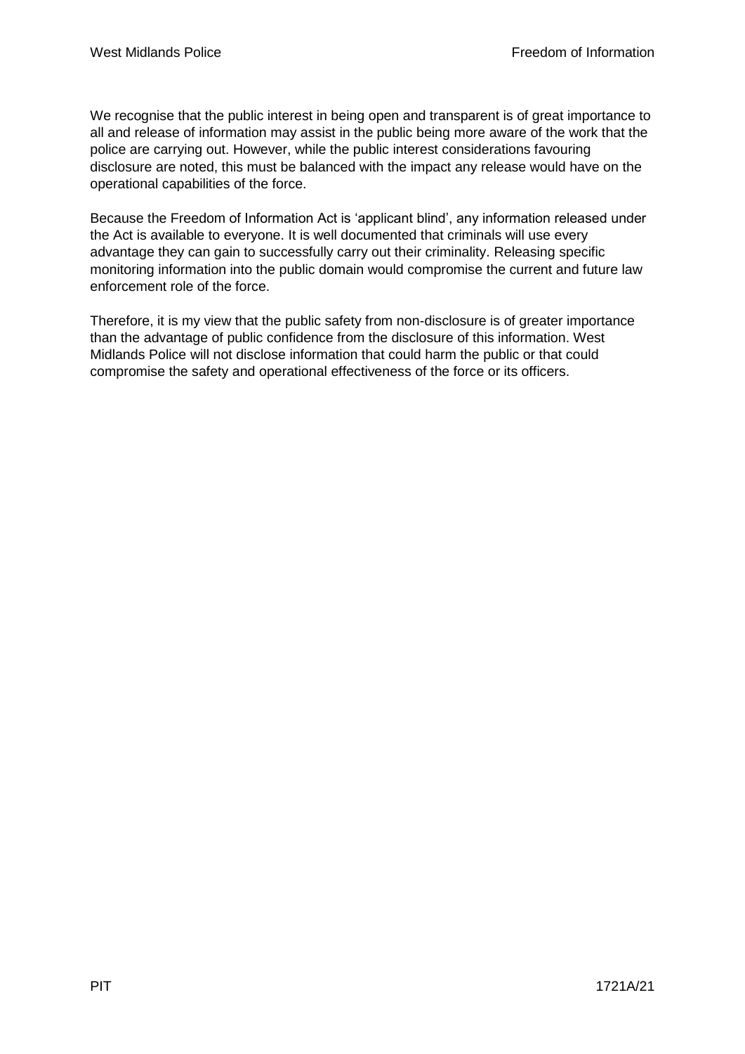We recognise that the public interest in being open and transparent is of great importance to all and release of information may assist in the public being more aware of the work that the police are carrying out. However, while the public interest considerations favouring disclosure are noted, this must be balanced with the impact any release would have on the operational capabilities of the force.

Because the Freedom of Information Act is 'applicant blind', any information released under the Act is available to everyone. It is well documented that criminals will use every advantage they can gain to successfully carry out their criminality. Releasing specific monitoring information into the public domain would compromise the current and future law enforcement role of the force.

Therefore, it is my view that the public safety from non-disclosure is of greater importance than the advantage of public confidence from the disclosure of this information. West Midlands Police will not disclose information that could harm the public or that could compromise the safety and operational effectiveness of the force or its officers.